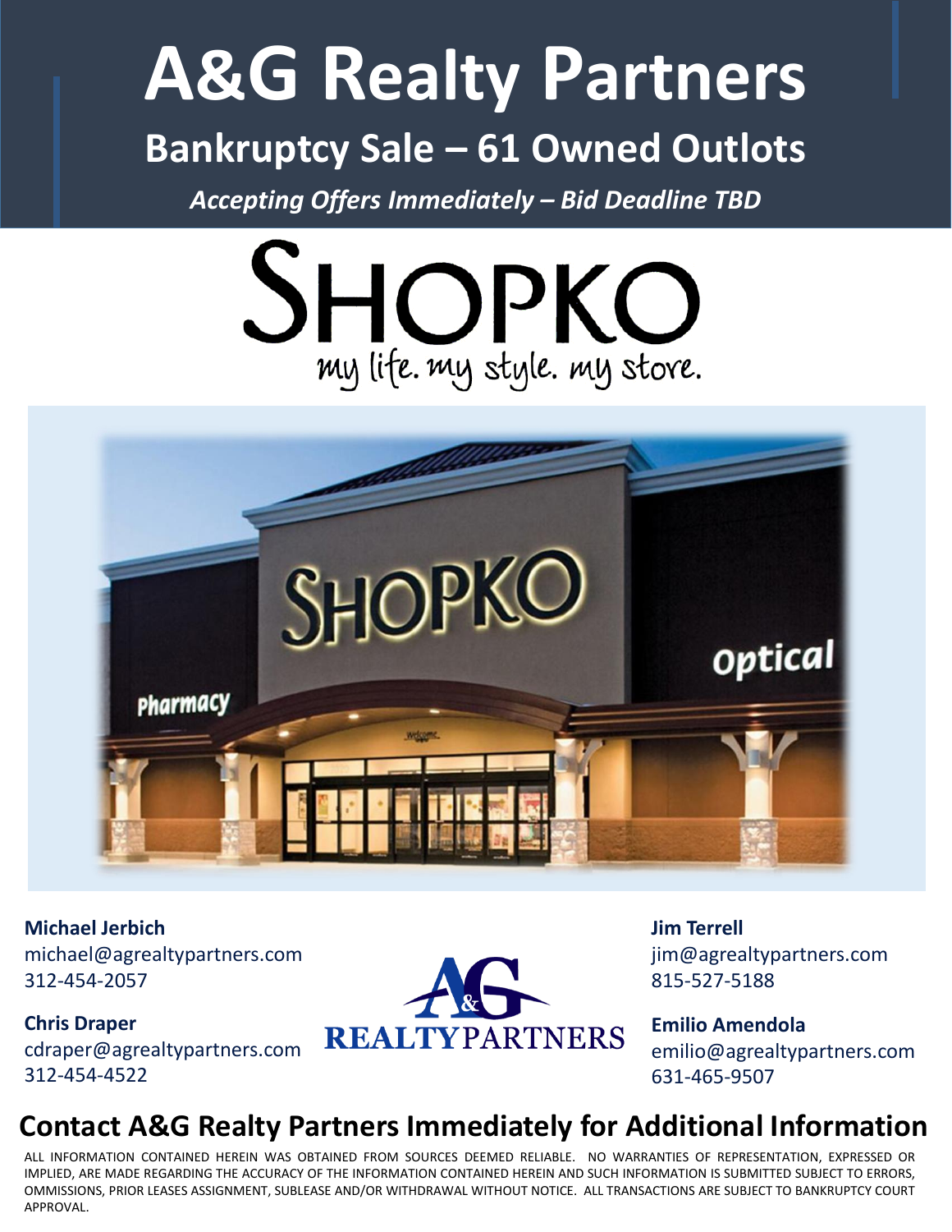# A&G Realty Partners

## Bankruptcy Sale – 61 Owned Outlots

*Accepting Offers Immediately – Bid Deadline TBD*

SHOPKO

my life. my style. my store.

**Michael Jerbich**
michael@agrealtypartners.com
312-454-2057

**Chris Draper**
cdraper@agrealtypartners.com
312-454-4522

**Jim Terrell**
jim@agrealtypartners.com
815-527-5188

**Emilio Amendola**
emilio@agrealtypartners.com
631-465-9507

A&G REALTY PARTNERS

## Contact A&G Realty Partners Immediately for Additional Information

ALL INFORMATION CONTAINED HEREIN WAS OBTAINED FROM SOURCES DEEMED RELIABLE. NO WARRANTIES OF REPRESENTATION, EXPRESSED OR IMPLIED, ARE MADE REGARDING THE ACCURACY OF THE INFORMATION CONTAINED HEREIN AND SUCH INFORMATION IS SUBMITTED SUBJECT TO ERRORS, OMMISSIONS, PRIOR LEASES ASSIGNMENT, SUBLEASE AND/OR WITHDRAWAL WITHOUT NOTICE. ALL TRANSACTIONS ARE SUBJECT TO BANKRUPTCY COURT APPROVAL.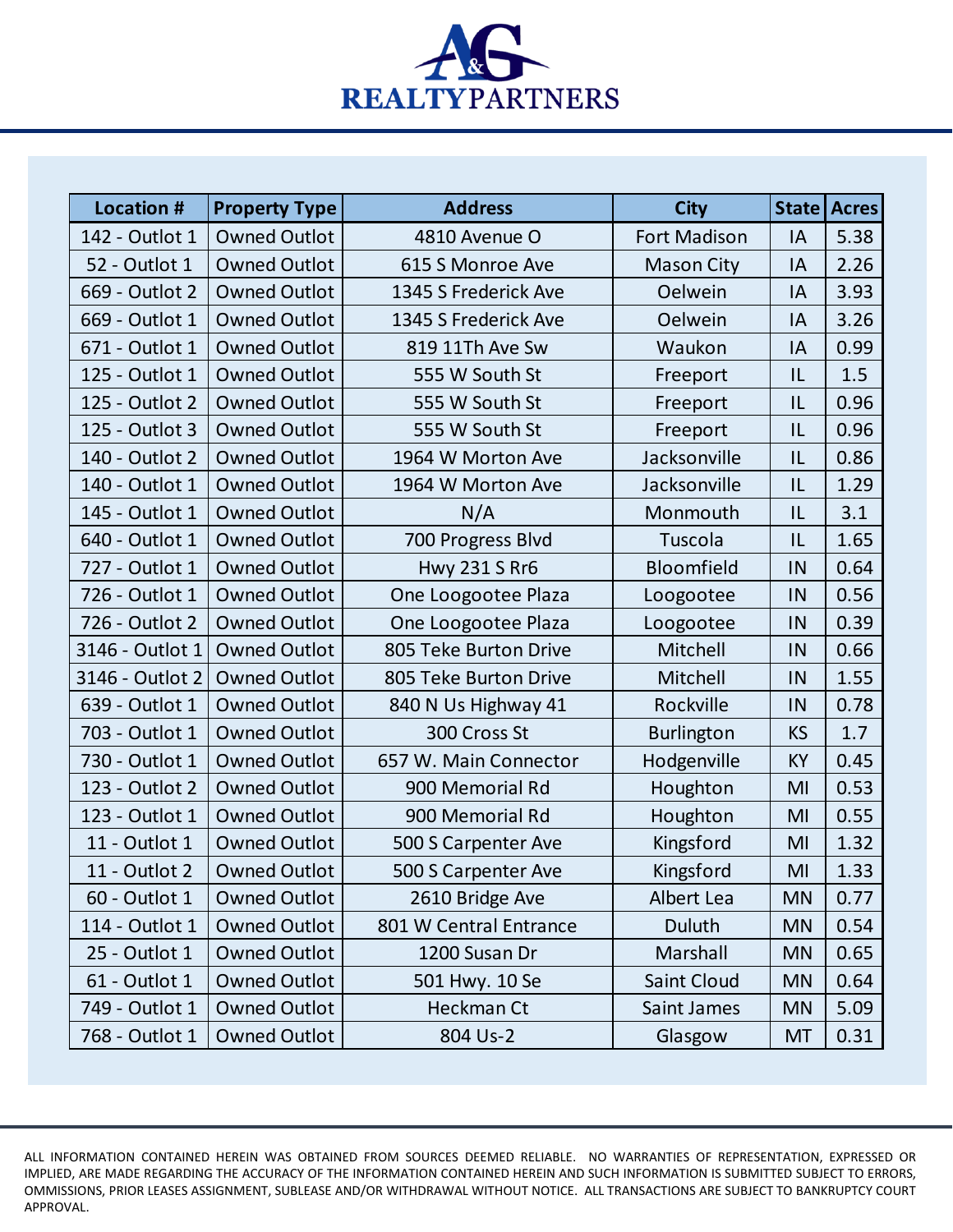# A&G REALTY PARTNERS

| Location # | Property Type | Address | City | State | Acres |
|---|---|---|---|---|---|
| 142 - Outlot 1 | Owned Outlot | 4810 Avenue O | Fort Madison | IA | 5.38 |
| 52 - Outlot 1 | Owned Outlot | 615 S Monroe Ave | Mason City | IA | 2.26 |
| 669 - Outlot 2 | Owned Outlot | 1345 S Frederick Ave | Oelwein | IA | 3.93 |
| 669 - Outlot 1 | Owned Outlot | 1345 S Frederick Ave | Oelwein | IA | 3.26 |
| 671 - Outlot 1 | Owned Outlot | 819 11Th Ave Sw | Waukon | IA | 0.99 |
| 125 - Outlot 1 | Owned Outlot | 555 W South St | Freeport | IL | 1.5 |
| 125 - Outlot 2 | Owned Outlot | 555 W South St | Freeport | IL | 0.96 |
| 125 - Outlot 3 | Owned Outlot | 555 W South St | Freeport | IL | 0.96 |
| 140 - Outlot 2 | Owned Outlot | 1964 W Morton Ave | Jacksonville | IL | 0.86 |
| 140 - Outlot 1 | Owned Outlot | 1964 W Morton Ave | Jacksonville | IL | 1.29 |
| 145 - Outlot 1 | Owned Outlot | N/A | Monmouth | IL | 3.1 |
| 640 - Outlot 1 | Owned Outlot | 700 Progress Blvd | Tuscola | IL | 1.65 |
| 727 - Outlot 1 | Owned Outlot | Hwy 231 S Rr6 | Bloomfield | IN | 0.64 |
| 726 - Outlot 1 | Owned Outlot | One Loogootee Plaza | Loogootee | IN | 0.56 |
| 726 - Outlot 2 | Owned Outlot | One Loogootee Plaza | Loogootee | IN | 0.39 |
| 3146 - Outlot 1 | Owned Outlot | 805 Teke Burton Drive | Mitchell | IN | 0.66 |
| 3146 - Outlot 2 | Owned Outlot | 805 Teke Burton Drive | Mitchell | IN | 1.55 |
| 639 - Outlot 1 | Owned Outlot | 840 N Us Highway 41 | Rockville | IN | 0.78 |
| 703 - Outlot 1 | Owned Outlot | 300 Cross St | Burlington | KS | 1.7 |
| 730 - Outlot 1 | Owned Outlot | 657 W. Main Connector | Hodgenville | KY | 0.45 |
| 123 - Outlot 2 | Owned Outlot | 900 Memorial Rd | Houghton | MI | 0.53 |
| 123 - Outlot 1 | Owned Outlot | 900 Memorial Rd | Houghton | MI | 0.55 |
| 11 - Outlot 1 | Owned Outlot | 500 S Carpenter Ave | Kingsford | MI | 1.32 |
| 11 - Outlot 2 | Owned Outlot | 500 S Carpenter Ave | Kingsford | MI | 1.33 |
| 60 - Outlot 1 | Owned Outlot | 2610 Bridge Ave | Albert Lea | MN | 0.77 |
| 114 - Outlot 1 | Owned Outlot | 801 W Central Entrance | Duluth | MN | 0.54 |
| 25 - Outlot 1 | Owned Outlot | 1200 Susan Dr | Marshall | MN | 0.65 |
| 61 - Outlot 1 | Owned Outlot | 501 Hwy. 10 Se | Saint Cloud | MN | 0.64 |
| 749 - Outlot 1 | Owned Outlot | Heckman Ct | Saint James | MN | 5.09 |
| 768 - Outlot 1 | Owned Outlot | 804 Us-2 | Glasgow | MT | 0.31 |

ALL INFORMATION CONTAINED HEREIN WAS OBTAINED FROM SOURCES DEEMED RELIABLE. NO WARRANTIES OF REPRESENTATION, EXPRESSED OR IMPLIED, ARE MADE REGARDING THE ACCURACY OF THE INFORMATION CONTAINED HEREIN AND SUCH INFORMATION IS SUBMITTED SUBJECT TO ERRORS, OMMISSIONS, PRIOR LEASES ASSIGNMENT, SUBLEASE AND/OR WITHDRAWAL WITHOUT NOTICE. ALL TRANSACTIONS ARE SUBJECT TO BANKRUPTCY COURT APPROVAL.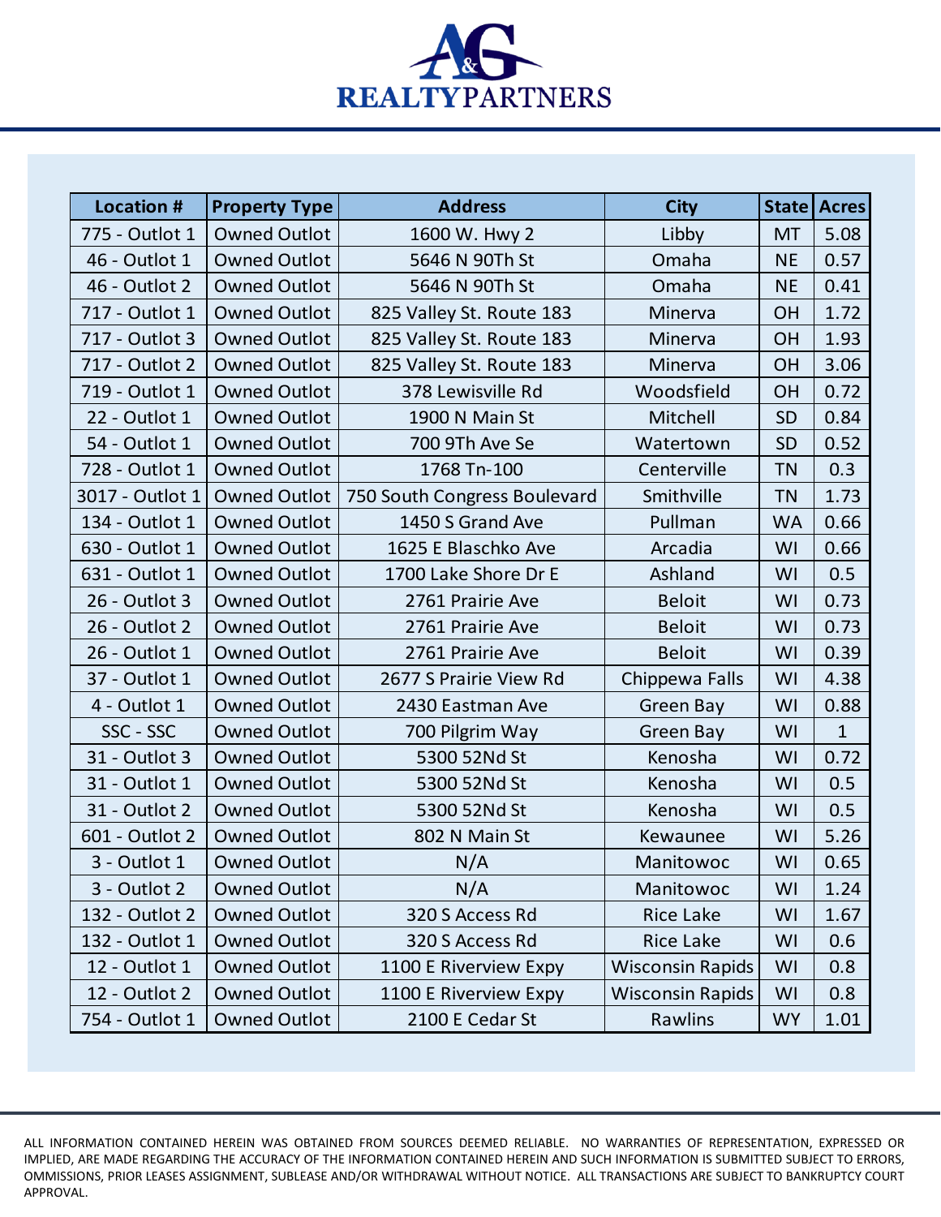A&G REALTY PARTNERS

| Location # | Property Type | Address | City | State | Acres |
|---|---|---|---|---|---|
| 775 - Outlot 1 | Owned Outlot | 1600 W. Hwy 2 | Libby | MT | 5.08 |
| 46 - Outlot 1 | Owned Outlot | 5646 N 90Th St | Omaha | NE | 0.57 |
| 46 - Outlot 2 | Owned Outlot | 5646 N 90Th St | Omaha | NE | 0.41 |
| 717 - Outlot 1 | Owned Outlot | 825 Valley St. Route 183 | Minerva | OH | 1.72 |
| 717 - Outlot 3 | Owned Outlot | 825 Valley St. Route 183 | Minerva | OH | 1.93 |
| 717 - Outlot 2 | Owned Outlot | 825 Valley St. Route 183 | Minerva | OH | 3.06 |
| 719 - Outlot 1 | Owned Outlot | 378 Lewisville Rd | Woodsfield | OH | 0.72 |
| 22 - Outlot 1 | Owned Outlot | 1900 N Main St | Mitchell | SD | 0.84 |
| 54 - Outlot 1 | Owned Outlot | 700 9Th Ave Se | Watertown | SD | 0.52 |
| 728 - Outlot 1 | Owned Outlot | 1768 Tn-100 | Centerville | TN | 0.3 |
| 3017 - Outlot 1 | Owned Outlot | 750 South Congress Boulevard | Smithville | TN | 1.73 |
| 134 - Outlot 1 | Owned Outlot | 1450 S Grand Ave | Pullman | WA | 0.66 |
| 630 - Outlot 1 | Owned Outlot | 1625 E Blaschko Ave | Arcadia | WI | 0.66 |
| 631 - Outlot 1 | Owned Outlot | 1700 Lake Shore Dr E | Ashland | WI | 0.5 |
| 26 - Outlot 3 | Owned Outlot | 2761 Prairie Ave | Beloit | WI | 0.73 |
| 26 - Outlot 2 | Owned Outlot | 2761 Prairie Ave | Beloit | WI | 0.73 |
| 26 - Outlot 1 | Owned Outlot | 2761 Prairie Ave | Beloit | WI | 0.39 |
| 37 - Outlot 1 | Owned Outlot | 2677 S Prairie View Rd | Chippewa Falls | WI | 4.38 |
| 4 - Outlot 1 | Owned Outlot | 2430 Eastman Ave | Green Bay | WI | 0.88 |
| SSC - SSC | Owned Outlot | 700 Pilgrim Way | Green Bay | WI | 1 |
| 31 - Outlot 3 | Owned Outlot | 5300 52Nd St | Kenosha | WI | 0.72 |
| 31 - Outlot 1 | Owned Outlot | 5300 52Nd St | Kenosha | WI | 0.5 |
| 31 - Outlot 2 | Owned Outlot | 5300 52Nd St | Kenosha | WI | 0.5 |
| 601 - Outlot 2 | Owned Outlot | 802 N Main St | Kewaunee | WI | 5.26 |
| 3 - Outlot 1 | Owned Outlot | N/A | Manitowoc | WI | 0.65 |
| 3 - Outlot 2 | Owned Outlot | N/A | Manitowoc | WI | 1.24 |
| 132 - Outlot 2 | Owned Outlot | 320 S Access Rd | Rice Lake | WI | 1.67 |
| 132 - Outlot 1 | Owned Outlot | 320 S Access Rd | Rice Lake | WI | 0.6 |
| 12 - Outlot 1 | Owned Outlot | 1100 E Riverview Expy | Wisconsin Rapids | WI | 0.8 |
| 12 - Outlot 2 | Owned Outlot | 1100 E Riverview Expy | Wisconsin Rapids | WI | 0.8 |
| 754 - Outlot 1 | Owned Outlot | 2100 E Cedar St | Rawlins | WY | 1.01 |

ALL INFORMATION CONTAINED HEREIN WAS OBTAINED FROM SOURCES DEEMED RELIABLE. NO WARRANTIES OF REPRESENTATION, EXPRESSED OR IMPLIED, ARE MADE REGARDING THE ACCURACY OF THE INFORMATION CONTAINED HEREIN AND SUCH INFORMATION IS SUBMITTED SUBJECT TO ERRORS, OMMISSIONS, PRIOR LEASES ASSIGNMENT, SUBLEASE AND/OR WITHDRAWAL WITHOUT NOTICE. ALL TRANSACTIONS ARE SUBJECT TO BANKRUPTCY COURT APPROVAL.